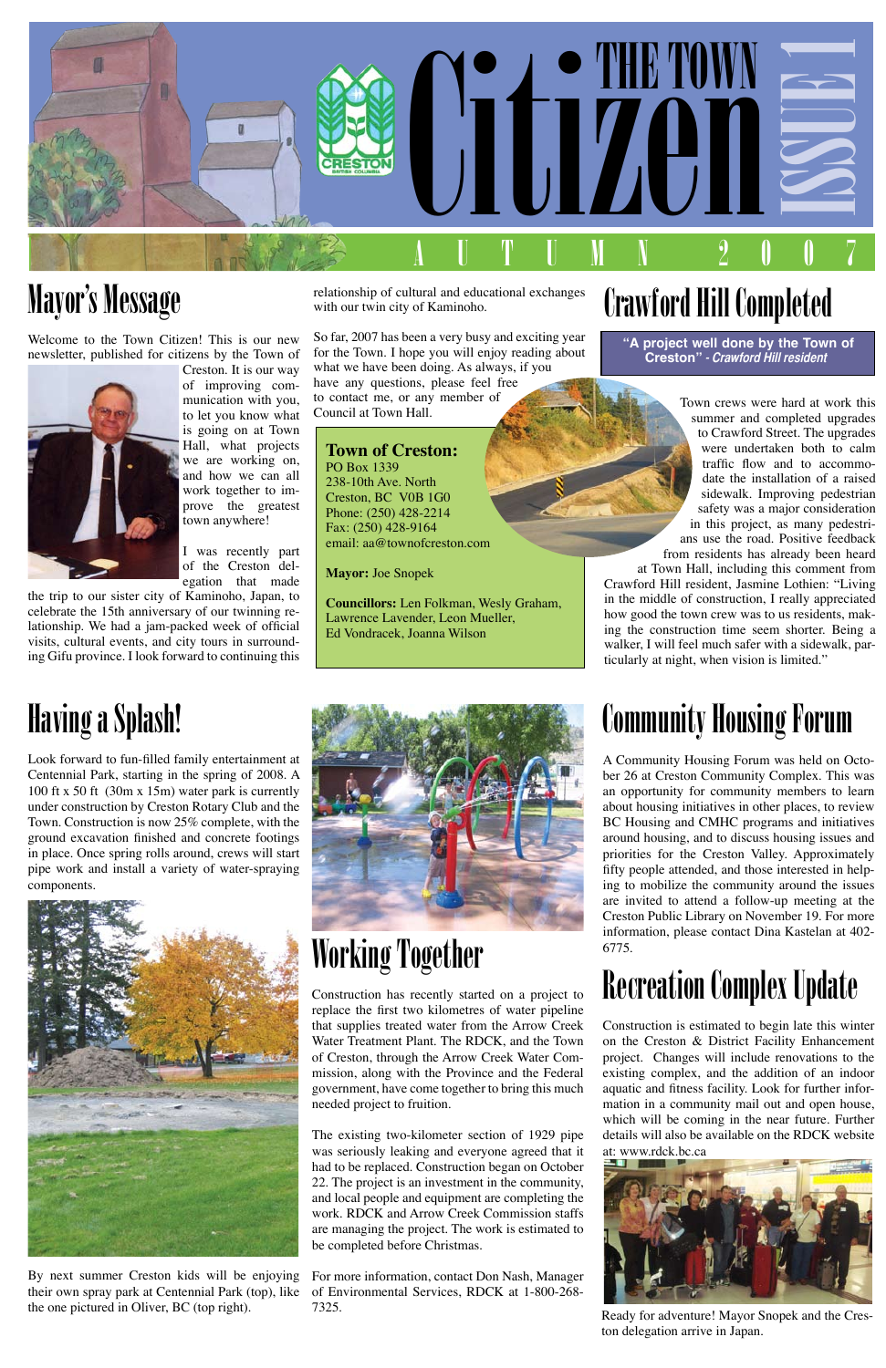# THE TOWN Citizen

ISSUE 1

AUTUMN 2007

## Mayor's Message

Welcome to the Town Citizen! This is our new newsletter, published for citizens by the Town of Creston. It is our way of improving communication with you, to let you know what is going on at Town Hall, what projects we are working on, and how we can all work together to improve the greatest town anywhere!

I was recently part of the Creston delegation that made the trip to our sister city of Kaminoho, Japan, to celebrate the 15th anniversary of our twinning relationship. We had a jam-packed week of official visits, cultural events, and city tours in surrounding Gifu province. I look forward to continuing this relationship of cultural and educational exchanges with our twin city of Kaminoho.

So far, 2007 has been a very busy and exciting year for the Town. I hope you will enjoy reading about what we have been doing. As always, if you have any questions, please feel free to contact me, or any member of Council at Town Hall.

**Town of Creston:**
PO Box 1339
238-10th Ave. North
Creston, BC V0B 1G0
Phone: (250) 428-2214
Fax: (250) 428-9164
email: aa@townofcreston.com

**Mayor:** Joe Snopek

**Councillors:** Len Folkman, Wesly Graham, Lawrence Lavender, Leon Mueller, Ed Vondracek, Joanna Wilson

## Crawford Hill Completed

**"A project well done by the Town of Creston"** *- Crawford Hill resident*

Town crews were hard at work this summer and completed upgrades to Crawford Street. The upgrades were undertaken both to calm traffic flow and to accommodate the installation of a raised sidewalk. Improving pedestrian safety was a major consideration in this project, as many pedestrians use the road. Positive feedback from residents has already been heard at Town Hall, including this comment from Crawford Hill resident, Jasmine Lothien: "Living in the middle of construction, I really appreciated how good the town crew was to us residents, making the construction time seem shorter. Being a walker, I will feel much safer with a sidewalk, particularly at night, when vision is limited."

## Having a Splash!

Look forward to fun-filled family entertainment at Centennial Park, starting in the spring of 2008. A 100 ft x 50 ft (30m x 15m) water park is currently under construction by Creston Rotary Club and the Town. Construction is now 25% complete, with the ground excavation finished and concrete footings in place. Once spring rolls around, crews will start pipe work and install a variety of water-spraying components.

By next summer Creston kids will be enjoying their own spray park at Centennial Park (top), like the one pictured in Oliver, BC (top right).

## Working Together

Construction has recently started on a project to replace the first two kilometres of water pipeline that supplies treated water from the Arrow Creek Water Treatment Plant. The RDCK, and the Town of Creston, through the Arrow Creek Water Commission, along with the Province and the Federal government, have come together to bring this much needed project to fruition.

The existing two-kilometer section of 1929 pipe was seriously leaking and everyone agreed that it had to be replaced. Construction began on October 22. The project is an investment in the community, and local people and equipment are completing the work. RDCK and Arrow Creek Commission staffs are managing the project. The work is estimated to be completed before Christmas.

For more information, contact Don Nash, Manager of Environmental Services, RDCK at 1-800-268-7325.

## Community Housing Forum

A Community Housing Forum was held on October 26 at Creston Community Complex. This was an opportunity for community members to learn about housing initiatives in other places, to review BC Housing and CMHC programs and initiatives around housing, and to discuss housing issues and priorities for the Creston Valley. Approximately fifty people attended, and those interested in helping to mobilize the community around the issues are invited to attend a follow-up meeting at the Creston Public Library on November 19. For more information, please contact Dina Kastelan at 402-6775.

## Recreation Complex Update

Construction is estimated to begin late this winter on the Creston & District Facility Enhancement project. Changes will include renovations to the existing complex, and the addition of an indoor aquatic and fitness facility. Look for further information in a community mail out and open house, which will be coming in the near future. Further details will also be available on the RDCK website at: www.rdck.bc.ca

Ready for adventure! Mayor Snopek and the Creston delegation arrive in Japan.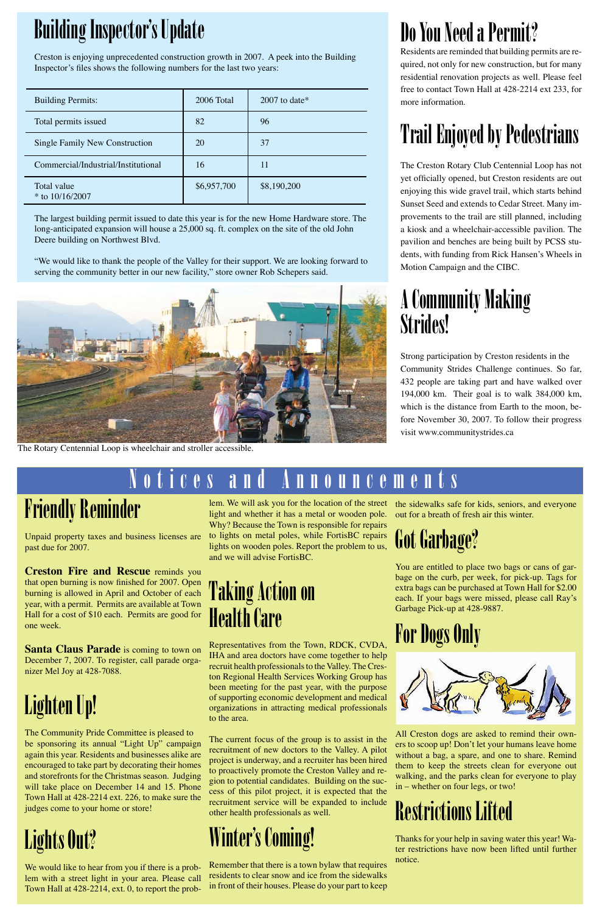# Building Inspector's Update

Creston is enjoying unprecedented construction growth in 2007. A peek into the Building Inspector's files shows the following numbers for the last two years:

| Building Permits: | 2006 Total | 2007 to date* |
|---|---|---|
| Total permits issued | 82 | 96 |
| Single Family New Construction | 20 | 37 |
| Commercial/Industrial/Institutional | 16 | 11 |
| Total value<br>* to 10/16/2007 | $6,957,700 | $8,190,200 |

The largest building permit issued to date this year is for the new Home Hardware store. The long-anticipated expansion will house a 25,000 sq. ft. complex on the site of the old John Deere building on Northwest Blvd.

"We would like to thank the people of the Valley for their support. We are looking forward to serving the community better in our new facility," store owner Rob Schepers said.

The Rotary Centennial Loop is wheelchair and stroller accessible.

# Do You Need a Permit?

Residents are reminded that building permits are required, not only for new construction, but for many residential renovation projects as well. Please feel free to contact Town Hall at 428-2214 ext 233, for more information.

# Trail Enjoyed by Pedestrians

The Creston Rotary Club Centennial Loop has not yet officially opened, but Creston residents are out enjoying this wide gravel trail, which starts behind Sunset Seed and extends to Cedar Street. Many improvements to the trail are still planned, including a kiosk and a wheelchair-accessible pavilion. The pavilion and benches are being built by PCSS students, with funding from Rick Hansen's Wheels in Motion Campaign and the CIBC.

# A Community Making Strides!

Strong participation by Creston residents in the Community Strides Challenge continues. So far, 432 people are taking part and have walked over 194,000 km. Their goal is to walk 384,000 km, which is the distance from Earth to the moon, before November 30, 2007. To follow their progress visit www.communitystrides.ca

# Notices and Announcements

## Friendly Reminder

Unpaid property taxes and business licenses are past due for 2007.

**Creston Fire and Rescue** reminds you that open burning is now finished for 2007. Open burning is allowed in April and October of each year, with a permit. Permits are available at Town Hall for a cost of $10 each. Permits are good for one week.

**Santa Claus Parade** is coming to town on December 7, 2007. To register, call parade organizer Mel Joy at 428-7088.

## Lighten Up!

The Community Pride Committee is pleased to be sponsoring its annual "Light Up" campaign again this year. Residents and businesses alike are encouraged to take part by decorating their homes and storefronts for the Christmas season. Judging will take place on December 14 and 15. Phone Town Hall at 428-2214 ext. 226, to make sure the judges come to your home or store!

## Lights Out?

We would like to hear from you if there is a problem with a street light in your area. Please call Town Hall at 428-2214, ext. 0, to report the problem. We will ask you for the location of the street light and whether it has a metal or wooden pole. Why? Because the Town is responsible for repairs to lights on metal poles, while FortisBC repairs lights on wooden poles. Report the problem to us, and we will advise FortisBC.

## Taking Action on Health Care

Representatives from the Town, RDCK, CVDA, IHA and area doctors have come together to help recruit health professionals to the Valley. The Creston Regional Health Services Working Group has been meeting for the past year, with the purpose of supporting economic development and medical organizations in attracting medical professionals to the area.

The current focus of the group is to assist in the recruitment of new doctors to the Valley. A pilot project is underway, and a recruiter has been hired to proactively promote the Creston Valley and region to potential candidates. Building on the success of this pilot project, it is expected that the recruitment service will be expanded to include other health professionals as well.

## Winter's Coming!

Remember that there is a town bylaw that requires residents to clear snow and ice from the sidewalks in front of their houses. Please do your part to keep the sidewalks safe for kids, seniors, and everyone out for a breath of fresh air this winter.

## Got Garbage?

You are entitled to place two bags or cans of garbage on the curb, per week, for pick-up. Tags for extra bags can be purchased at Town Hall for $2.00 each. If your bags were missed, please call Ray's Garbage Pick-up at 428-9887.

## For Dogs Only

All Creston dogs are asked to remind their owners to scoop up! Don't let your humans leave home without a bag, a spare, and one to share. Remind them to keep the streets clean for everyone out walking, and the parks clean for everyone to play in – whether on four legs, or two!

## Restrictions Lifted

Thanks for your help in saving water this year! Water restrictions have now been lifted until further notice.